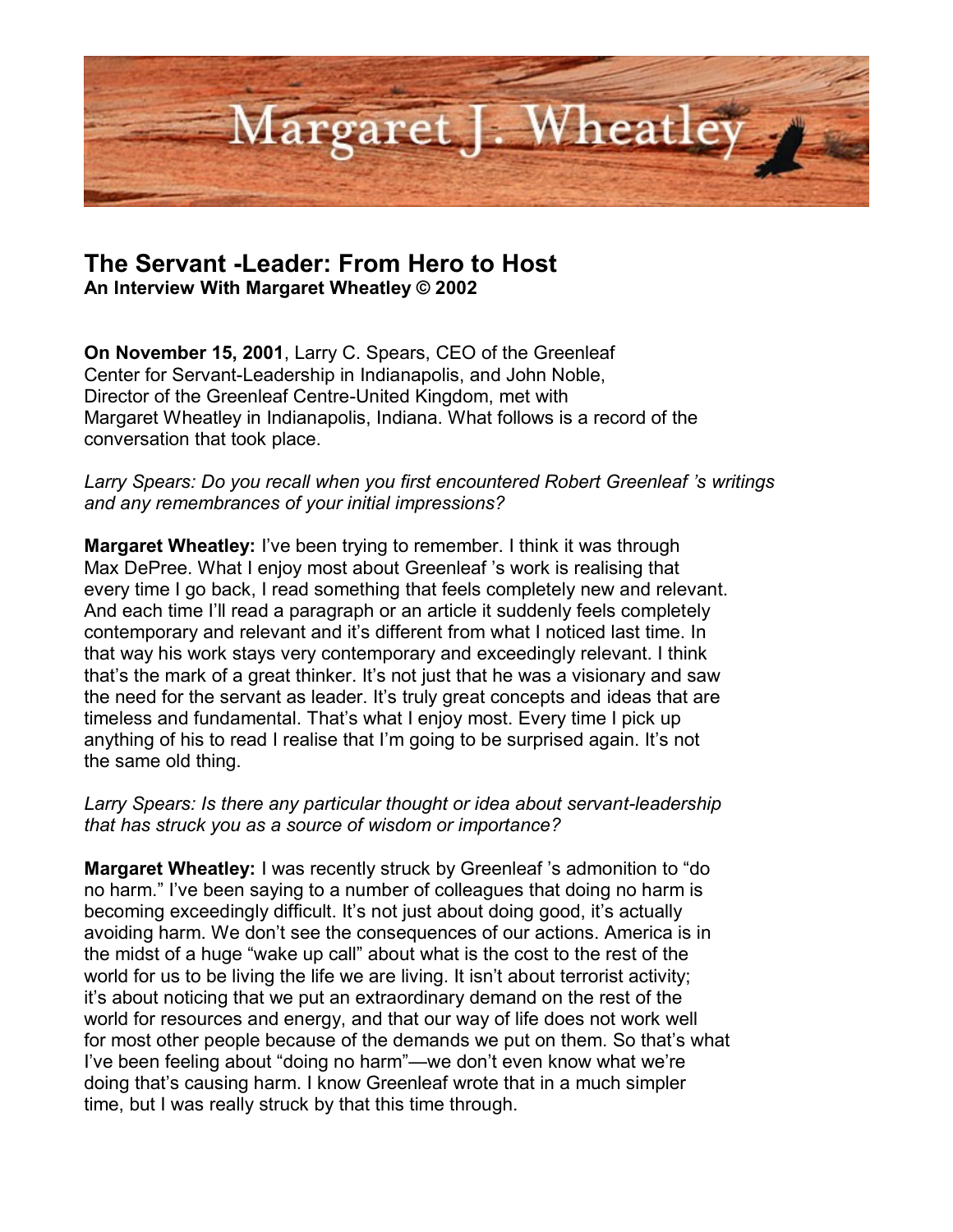# Margaret J. Wheatley

## The Servant -Leader: From Hero to Host

**An Interview With Margaret Wheatley © 2002**

**On November 15, 2001**, Larry C. Spears, CEO of the Greenleaf Center for Servant-Leadership in Indianapolis, and John Noble, Director of the Greenleaf Centre-United Kingdom, met with Margaret Wheatley in Indianapolis, Indiana. What follows is a record of the conversation that took place.

*Larry Spears: Do you recall when you first encountered Robert Greenleaf 's writings and any remembrances of your initial impressions?*

**Margaret Wheatley:** I've been trying to remember. I think it was through Max DePree. What I enjoy most about Greenleaf 's work is realising that every time I go back, I read something that feels completely new and relevant. And each time I'll read a paragraph or an article it suddenly feels completely contemporary and relevant and it's different from what I noticed last time. In that way his work stays very contemporary and exceedingly relevant. I think that's the mark of a great thinker. It's not just that he was a visionary and saw the need for the servant as leader. It's truly great concepts and ideas that are timeless and fundamental. That's what I enjoy most. Every time I pick up anything of his to read I realise that I'm going to be surprised again. It's not the same old thing.

*Larry Spears: Is there any particular thought or idea about servant-leadership that has struck you as a source of wisdom or importance?*

**Margaret Wheatley:** I was recently struck by Greenleaf 's admonition to "do no harm." I've been saying to a number of colleagues that doing no harm is becoming exceedingly difficult. It's not just about doing good, it's actually avoiding harm. We don't see the consequences of our actions. America is in the midst of a huge "wake up call" about what is the cost to the rest of the world for us to be living the life we are living. It isn't about terrorist activity; it's about noticing that we put an extraordinary demand on the rest of the world for resources and energy, and that our way of life does not work well for most other people because of the demands we put on them. So that's what I've been feeling about "doing no harm"—we don't even know what we're doing that's causing harm. I know Greenleaf wrote that in a much simpler time, but I was really struck by that this time through.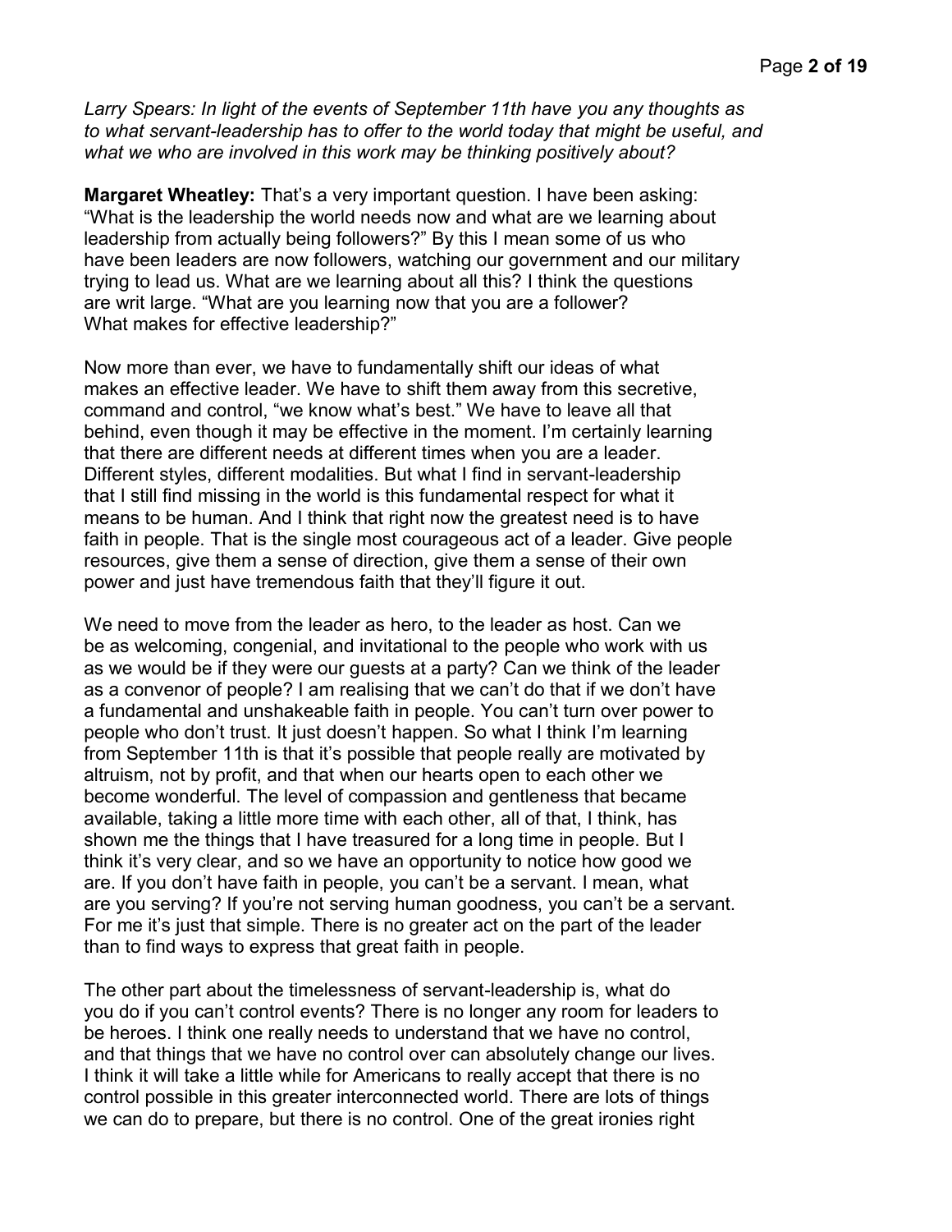*Larry Spears: In light of the events of September 11th have you any thoughts as to what servant-leadership has to offer to the world today that might be useful, and what we who are involved in this work may be thinking positively about?*

**Margaret Wheatley:** That's a very important question. I have been asking: "What is the leadership the world needs now and what are we learning about leadership from actually being followers?" By this I mean some of us who have been leaders are now followers, watching our government and our military trying to lead us. What are we learning about all this? I think the questions are writ large. "What are you learning now that you are a follower? What makes for effective leadership?"

Now more than ever, we have to fundamentally shift our ideas of what makes an effective leader. We have to shift them away from this secretive, command and control, "we know what's best." We have to leave all that behind, even though it may be effective in the moment. I'm certainly learning that there are different needs at different times when you are a leader. Different styles, different modalities. But what I find in servant-leadership that I still find missing in the world is this fundamental respect for what it means to be human. And I think that right now the greatest need is to have faith in people. That is the single most courageous act of a leader. Give people resources, give them a sense of direction, give them a sense of their own power and just have tremendous faith that they'll figure it out.

We need to move from the leader as hero, to the leader as host. Can we be as welcoming, congenial, and invitational to the people who work with us as we would be if they were our guests at a party? Can we think of the leader as a convenor of people? I am realising that we can't do that if we don't have a fundamental and unshakeable faith in people. You can't turn over power to people who don't trust. It just doesn't happen. So what I think I'm learning from September 11th is that it's possible that people really are motivated by altruism, not by profit, and that when our hearts open to each other we become wonderful. The level of compassion and gentleness that became available, taking a little more time with each other, all of that, I think, has shown me the things that I have treasured for a long time in people. But I think it's very clear, and so we have an opportunity to notice how good we are. If you don't have faith in people, you can't be a servant. I mean, what are you serving? If you're not serving human goodness, you can't be a servant. For me it's just that simple. There is no greater act on the part of the leader than to find ways to express that great faith in people.

The other part about the timelessness of servant-leadership is, what do you do if you can't control events? There is no longer any room for leaders to be heroes. I think one really needs to understand that we have no control, and that things that we have no control over can absolutely change our lives. I think it will take a little while for Americans to really accept that there is no control possible in this greater interconnected world. There are lots of things we can do to prepare, but there is no control. One of the great ironies right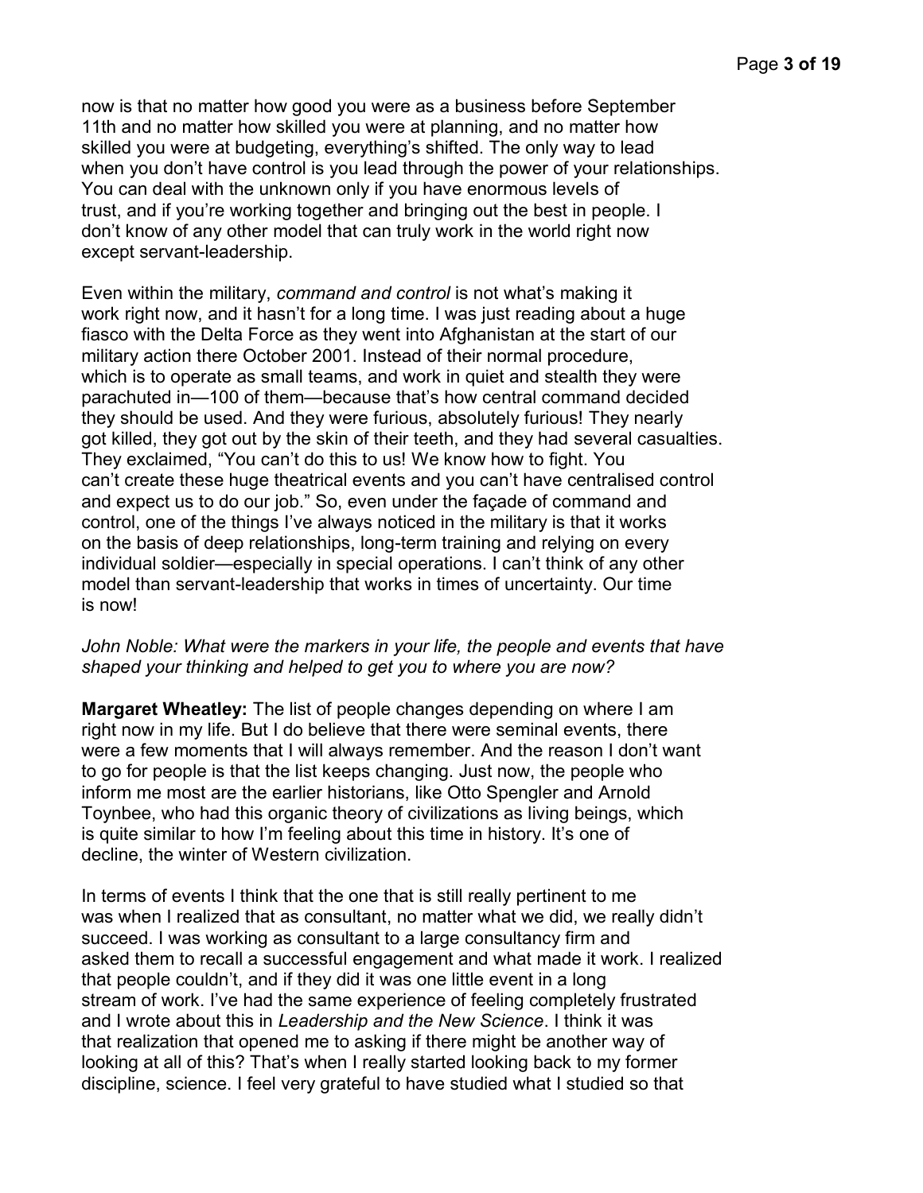now is that no matter how good you were as a business before September 11th and no matter how skilled you were at planning, and no matter how skilled you were at budgeting, everything's shifted. The only way to lead when you don't have control is you lead through the power of your relationships. You can deal with the unknown only if you have enormous levels of trust, and if you're working together and bringing out the best in people. I don't know of any other model that can truly work in the world right now except servant-leadership.

Even within the military, *command and control* is not what's making it work right now, and it hasn't for a long time. I was just reading about a huge fiasco with the Delta Force as they went into Afghanistan at the start of our military action there October 2001. Instead of their normal procedure, which is to operate as small teams, and work in quiet and stealth they were parachuted in—100 of them—because that's how central command decided they should be used. And they were furious, absolutely furious! They nearly got killed, they got out by the skin of their teeth, and they had several casualties. They exclaimed, "You can't do this to us! We know how to fight. You can't create these huge theatrical events and you can't have centralised control and expect us to do our job." So, even under the façade of command and control, one of the things I've always noticed in the military is that it works on the basis of deep relationships, long-term training and relying on every individual soldier—especially in special operations. I can't think of any other model than servant-leadership that works in times of uncertainty. Our time is now!

*John Noble: What were the markers in your life, the people and events that have shaped your thinking and helped to get you to where you are now?*

**Margaret Wheatley:** The list of people changes depending on where I am right now in my life. But I do believe that there were seminal events, there were a few moments that I will always remember. And the reason I don't want to go for people is that the list keeps changing. Just now, the people who inform me most are the earlier historians, like Otto Spengler and Arnold Toynbee, who had this organic theory of civilizations as living beings, which is quite similar to how I'm feeling about this time in history. It's one of decline, the winter of Western civilization.

In terms of events I think that the one that is still really pertinent to me was when I realized that as consultant, no matter what we did, we really didn't succeed. I was working as consultant to a large consultancy firm and asked them to recall a successful engagement and what made it work. I realized that people couldn't, and if they did it was one little event in a long stream of work. I've had the same experience of feeling completely frustrated and I wrote about this in *Leadership and the New Science*. I think it was that realization that opened me to asking if there might be another way of looking at all of this? That's when I really started looking back to my former discipline, science. I feel very grateful to have studied what I studied so that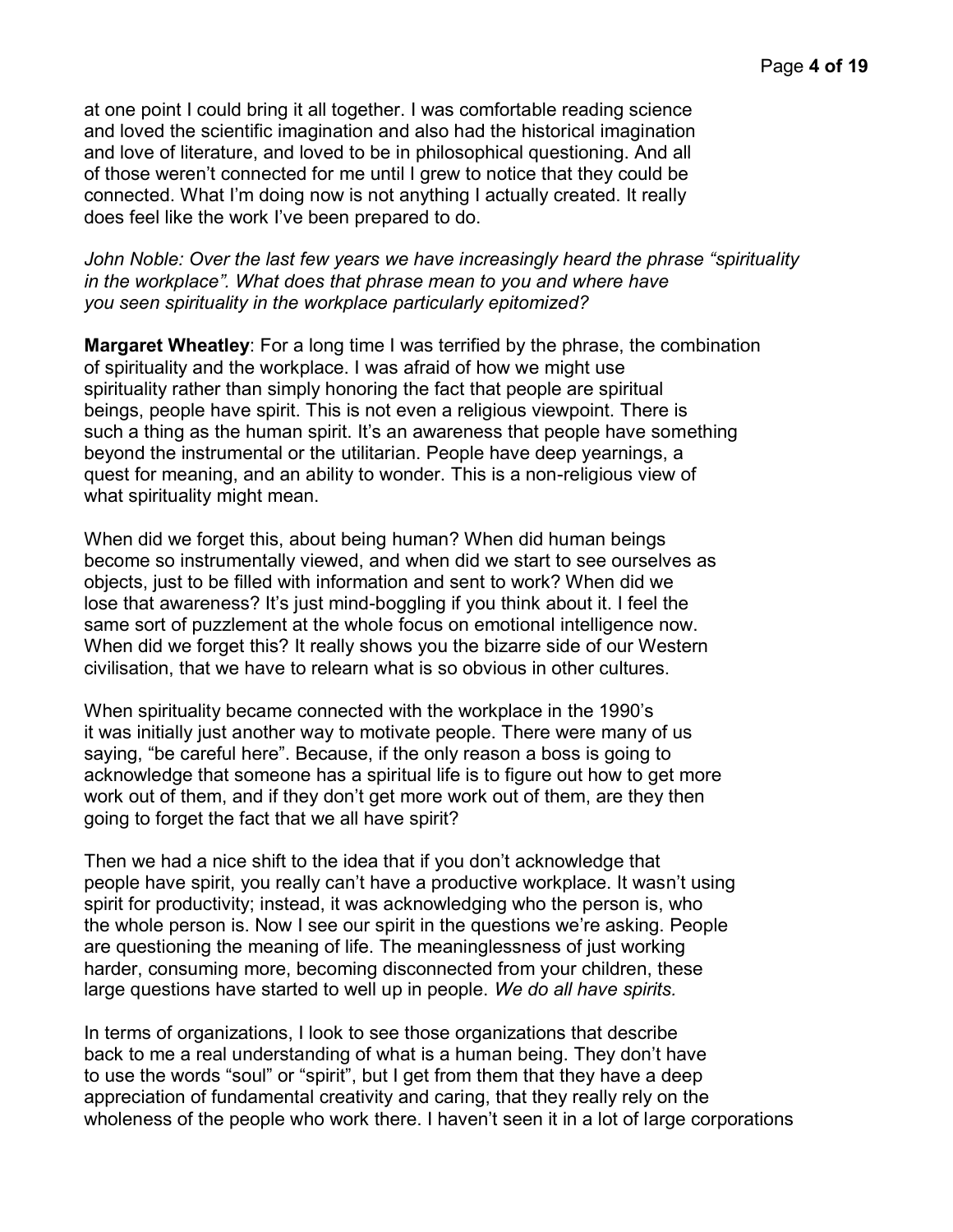at one point I could bring it all together. I was comfortable reading science and loved the scientific imagination and also had the historical imagination and love of literature, and loved to be in philosophical questioning. And all of those weren't connected for me until I grew to notice that they could be connected. What I'm doing now is not anything I actually created. It really does feel like the work I've been prepared to do.

*John Noble: Over the last few years we have increasingly heard the phrase "spirituality in the workplace". What does that phrase mean to you and where have you seen spirituality in the workplace particularly epitomized?*

**Margaret Wheatley**: For a long time I was terrified by the phrase, the combination of spirituality and the workplace. I was afraid of how we might use spirituality rather than simply honoring the fact that people are spiritual beings, people have spirit. This is not even a religious viewpoint. There is such a thing as the human spirit. It's an awareness that people have something beyond the instrumental or the utilitarian. People have deep yearnings, a quest for meaning, and an ability to wonder. This is a non-religious view of what spirituality might mean.

When did we forget this, about being human? When did human beings become so instrumentally viewed, and when did we start to see ourselves as objects, just to be filled with information and sent to work? When did we lose that awareness? It's just mind-boggling if you think about it. I feel the same sort of puzzlement at the whole focus on emotional intelligence now. When did we forget this? It really shows you the bizarre side of our Western civilisation, that we have to relearn what is so obvious in other cultures.

When spirituality became connected with the workplace in the 1990's it was initially just another way to motivate people. There were many of us saying, "be careful here". Because, if the only reason a boss is going to acknowledge that someone has a spiritual life is to figure out how to get more work out of them, and if they don't get more work out of them, are they then going to forget the fact that we all have spirit?

Then we had a nice shift to the idea that if you don't acknowledge that people have spirit, you really can't have a productive workplace. It wasn't using spirit for productivity; instead, it was acknowledging who the person is, who the whole person is. Now I see our spirit in the questions we're asking. People are questioning the meaning of life. The meaninglessness of just working harder, consuming more, becoming disconnected from your children, these large questions have started to well up in people. *We do all have spirits.*

In terms of organizations, I look to see those organizations that describe back to me a real understanding of what is a human being. They don't have to use the words "soul" or "spirit", but I get from them that they have a deep appreciation of fundamental creativity and caring, that they really rely on the wholeness of the people who work there. I haven't seen it in a lot of large corporations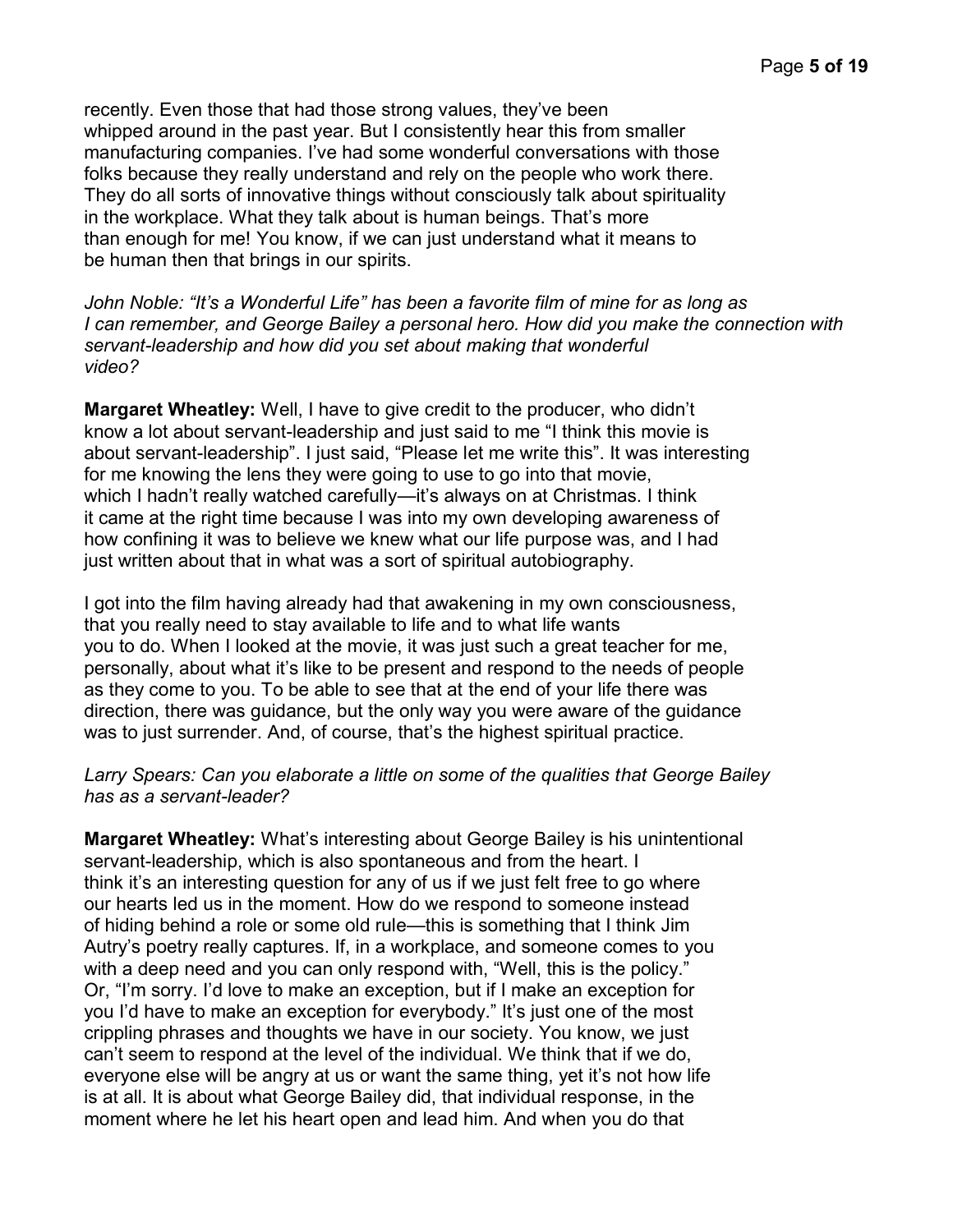recently. Even those that had those strong values, they've been whipped around in the past year. But I consistently hear this from smaller manufacturing companies. I've had some wonderful conversations with those folks because they really understand and rely on the people who work there. They do all sorts of innovative things without consciously talk about spirituality in the workplace. What they talk about is human beings. That's more than enough for me! You know, if we can just understand what it means to be human then that brings in our spirits.

*John Noble: "It's a Wonderful Life" has been a favorite film of mine for as long as I can remember, and George Bailey a personal hero. How did you make the connection with servant-leadership and how did you set about making that wonderful video?*

**Margaret Wheatley:** Well, I have to give credit to the producer, who didn't know a lot about servant-leadership and just said to me "I think this movie is about servant-leadership". I just said, "Please let me write this". It was interesting for me knowing the lens they were going to use to go into that movie, which I hadn't really watched carefully—it's always on at Christmas. I think it came at the right time because I was into my own developing awareness of how confining it was to believe we knew what our life purpose was, and I had just written about that in what was a sort of spiritual autobiography.

I got into the film having already had that awakening in my own consciousness, that you really need to stay available to life and to what life wants you to do. When I looked at the movie, it was just such a great teacher for me, personally, about what it's like to be present and respond to the needs of people as they come to you. To be able to see that at the end of your life there was direction, there was guidance, but the only way you were aware of the guidance was to just surrender. And, of course, that's the highest spiritual practice.

*Larry Spears: Can you elaborate a little on some of the qualities that George Bailey has as a servant-leader?*

**Margaret Wheatley:** What's interesting about George Bailey is his unintentional servant-leadership, which is also spontaneous and from the heart. I think it's an interesting question for any of us if we just felt free to go where our hearts led us in the moment. How do we respond to someone instead of hiding behind a role or some old rule—this is something that I think Jim Autry's poetry really captures. If, in a workplace, and someone comes to you with a deep need and you can only respond with, "Well, this is the policy." Or, "I'm sorry. I'd love to make an exception, but if I make an exception for you I'd have to make an exception for everybody." It's just one of the most crippling phrases and thoughts we have in our society. You know, we just can't seem to respond at the level of the individual. We think that if we do, everyone else will be angry at us or want the same thing, yet it's not how life is at all. It is about what George Bailey did, that individual response, in the moment where he let his heart open and lead him. And when you do that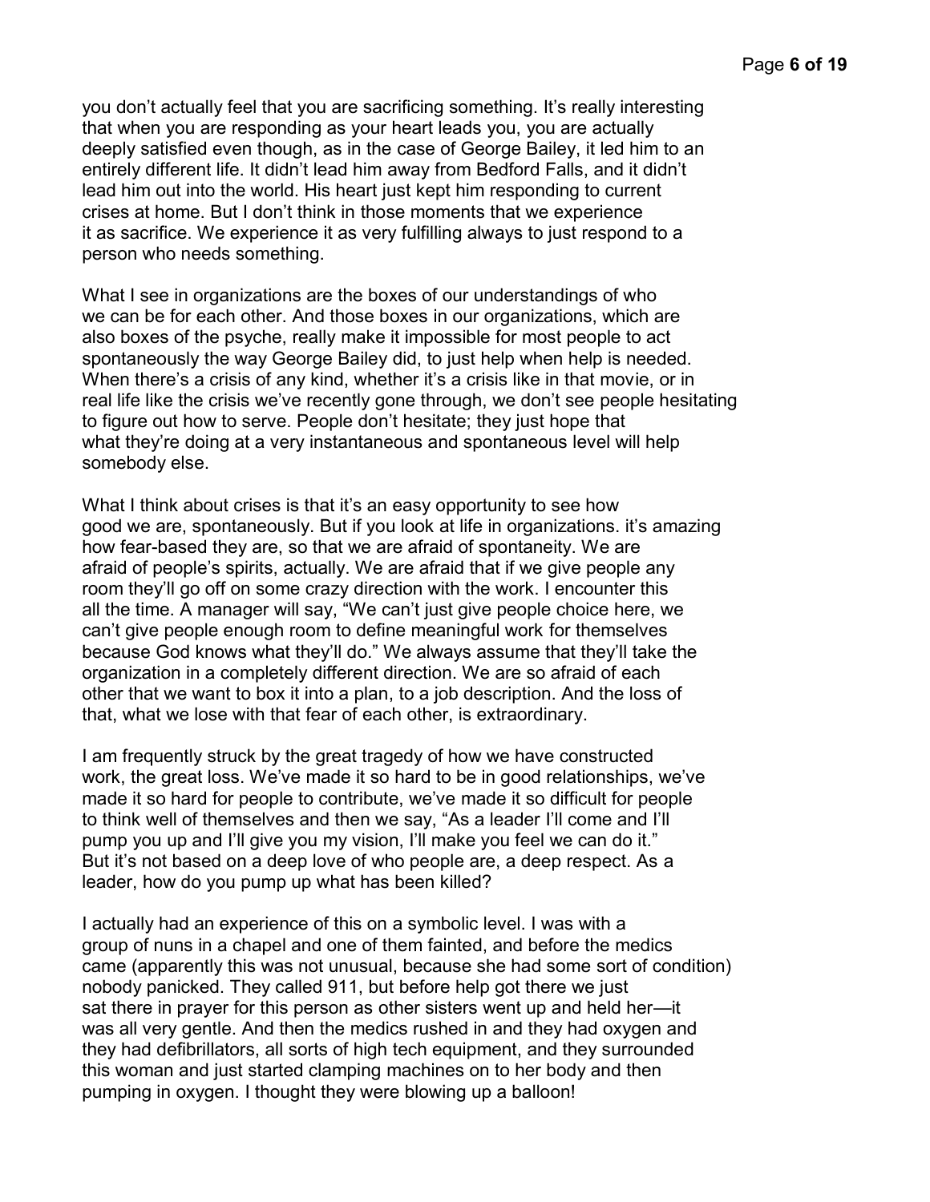you don't actually feel that you are sacrificing something. It's really interesting that when you are responding as your heart leads you, you are actually deeply satisfied even though, as in the case of George Bailey, it led him to an entirely different life. It didn't lead him away from Bedford Falls, and it didn't lead him out into the world. His heart just kept him responding to current crises at home. But I don't think in those moments that we experience it as sacrifice. We experience it as very fulfilling always to just respond to a person who needs something.

What I see in organizations are the boxes of our understandings of who we can be for each other. And those boxes in our organizations, which are also boxes of the psyche, really make it impossible for most people to act spontaneously the way George Bailey did, to just help when help is needed. When there's a crisis of any kind, whether it's a crisis like in that movie, or in real life like the crisis we've recently gone through, we don't see people hesitating to figure out how to serve. People don't hesitate; they just hope that what they're doing at a very instantaneous and spontaneous level will help somebody else.

What I think about crises is that it's an easy opportunity to see how good we are, spontaneously. But if you look at life in organizations. it's amazing how fear-based they are, so that we are afraid of spontaneity. We are afraid of people's spirits, actually. We are afraid that if we give people any room they'll go off on some crazy direction with the work. I encounter this all the time. A manager will say, "We can't just give people choice here, we can't give people enough room to define meaningful work for themselves because God knows what they'll do." We always assume that they'll take the organization in a completely different direction. We are so afraid of each other that we want to box it into a plan, to a job description. And the loss of that, what we lose with that fear of each other, is extraordinary.

I am frequently struck by the great tragedy of how we have constructed work, the great loss. We've made it so hard to be in good relationships, we've made it so hard for people to contribute, we've made it so difficult for people to think well of themselves and then we say, "As a leader I'll come and I'll pump you up and I'll give you my vision, I'll make you feel we can do it." But it's not based on a deep love of who people are, a deep respect. As a leader, how do you pump up what has been killed?

I actually had an experience of this on a symbolic level. I was with a group of nuns in a chapel and one of them fainted, and before the medics came (apparently this was not unusual, because she had some sort of condition) nobody panicked. They called 911, but before help got there we just sat there in prayer for this person as other sisters went up and held her—it was all very gentle. And then the medics rushed in and they had oxygen and they had defibrillators, all sorts of high tech equipment, and they surrounded this woman and just started clamping machines on to her body and then pumping in oxygen. I thought they were blowing up a balloon!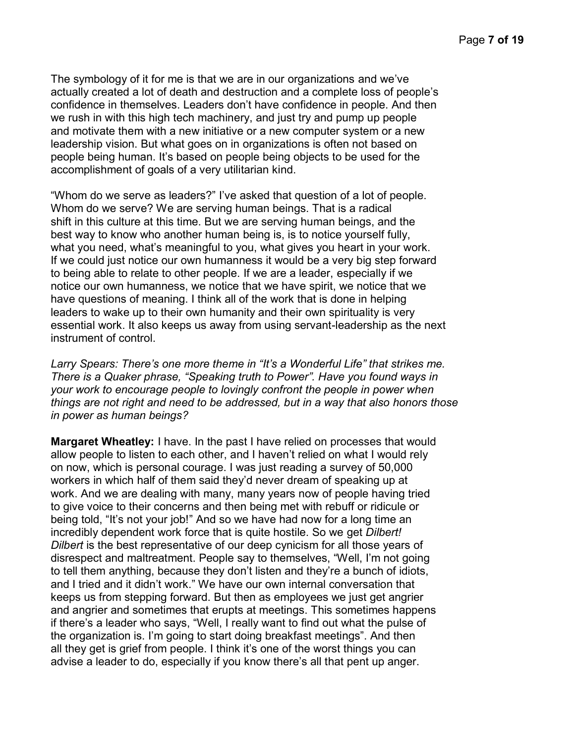The symbology of it for me is that we are in our organizations and we've actually created a lot of death and destruction and a complete loss of people's confidence in themselves. Leaders don't have confidence in people. And then we rush in with this high tech machinery, and just try and pump up people and motivate them with a new initiative or a new computer system or a new leadership vision. But what goes on in organizations is often not based on people being human. It's based on people being objects to be used for the accomplishment of goals of a very utilitarian kind.

"Whom do we serve as leaders?" I've asked that question of a lot of people. Whom do we serve? We are serving human beings. That is a radical shift in this culture at this time. But we are serving human beings, and the best way to know who another human being is, is to notice yourself fully, what you need, what's meaningful to you, what gives you heart in your work. If we could just notice our own humanness it would be a very big step forward to being able to relate to other people. If we are a leader, especially if we notice our own humanness, we notice that we have spirit, we notice that we have questions of meaning. I think all of the work that is done in helping leaders to wake up to their own humanity and their own spirituality is very essential work. It also keeps us away from using servant-leadership as the next instrument of control.

*Larry Spears: There's one more theme in "It's a Wonderful Life" that strikes me. There is a Quaker phrase, "Speaking truth to Power". Have you found ways in your work to encourage people to lovingly confront the people in power when things are not right and need to be addressed, but in a way that also honors those in power as human beings?*

**Margaret Wheatley:** I have. In the past I have relied on processes that would allow people to listen to each other, and I haven't relied on what I would rely on now, which is personal courage. I was just reading a survey of 50,000 workers in which half of them said they'd never dream of speaking up at work. And we are dealing with many, many years now of people having tried to give voice to their concerns and then being met with rebuff or ridicule or being told, "It's not your job!" And so we have had now for a long time an incredibly dependent work force that is quite hostile. So we get *Dilbert! Dilbert* is the best representative of our deep cynicism for all those years of disrespect and maltreatment. People say to themselves, "Well, I'm not going to tell them anything, because they don't listen and they're a bunch of idiots, and I tried and it didn't work." We have our own internal conversation that keeps us from stepping forward. But then as employees we just get angrier and angrier and sometimes that erupts at meetings. This sometimes happens if there's a leader who says, "Well, I really want to find out what the pulse of the organization is. I'm going to start doing breakfast meetings". And then all they get is grief from people. I think it's one of the worst things you can advise a leader to do, especially if you know there's all that pent up anger.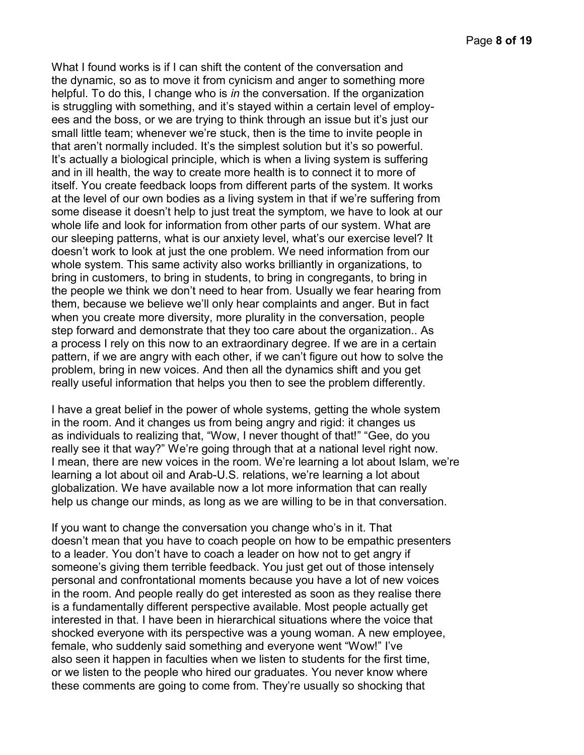What I found works is if I can shift the content of the conversation and the dynamic, so as to move it from cynicism and anger to something more helpful. To do this, I change who is *in* the conversation. If the organization is struggling with something, and it's stayed within a certain level of employees and the boss, or we are trying to think through an issue but it's just our small little team; whenever we're stuck, then is the time to invite people in that aren't normally included. It's the simplest solution but it's so powerful. It's actually a biological principle, which is when a living system is suffering and in ill health, the way to create more health is to connect it to more of itself. You create feedback loops from different parts of the system. It works at the level of our own bodies as a living system in that if we're suffering from some disease it doesn't help to just treat the symptom, we have to look at our whole life and look for information from other parts of our system. What are our sleeping patterns, what is our anxiety level, what's our exercise level? It doesn't work to look at just the one problem. We need information from our whole system. This same activity also works brilliantly in organizations, to bring in customers, to bring in students, to bring in congregants, to bring in the people we think we don't need to hear from. Usually we fear hearing from them, because we believe we'll only hear complaints and anger. But in fact when you create more diversity, more plurality in the conversation, people step forward and demonstrate that they too care about the organization.. As a process I rely on this now to an extraordinary degree. If we are in a certain pattern, if we are angry with each other, if we can't figure out how to solve the problem, bring in new voices. And then all the dynamics shift and you get really useful information that helps you then to see the problem differently.

I have a great belief in the power of whole systems, getting the whole system in the room. And it changes us from being angry and rigid: it changes us as individuals to realizing that, "Wow, I never thought of that!" "Gee, do you really see it that way?" We're going through that at a national level right now. I mean, there are new voices in the room. We're learning a lot about Islam, we're learning a lot about oil and Arab-U.S. relations, we're learning a lot about globalization. We have available now a lot more information that can really help us change our minds, as long as we are willing to be in that conversation.

If you want to change the conversation you change who's in it. That doesn't mean that you have to coach people on how to be empathic presenters to a leader. You don't have to coach a leader on how not to get angry if someone's giving them terrible feedback. You just get out of those intensely personal and confrontational moments because you have a lot of new voices in the room. And people really do get interested as soon as they realise there is a fundamentally different perspective available. Most people actually get interested in that. I have been in hierarchical situations where the voice that shocked everyone with its perspective was a young woman. A new employee, female, who suddenly said something and everyone went "Wow!" I've also seen it happen in faculties when we listen to students for the first time, or we listen to the people who hired our graduates. You never know where these comments are going to come from. They're usually so shocking that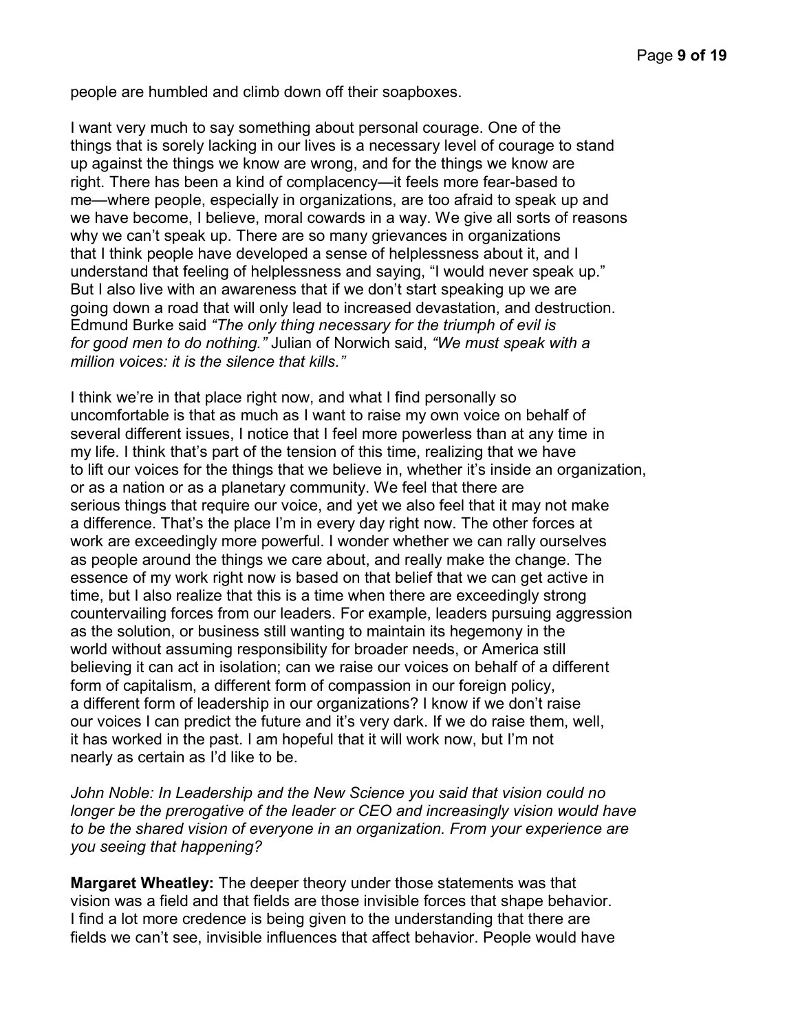people are humbled and climb down off their soapboxes.

I want very much to say something about personal courage. One of the things that is sorely lacking in our lives is a necessary level of courage to stand up against the things we know are wrong, and for the things we know are right. There has been a kind of complacency—it feels more fear-based to me—where people, especially in organizations, are too afraid to speak up and we have become, I believe, moral cowards in a way. We give all sorts of reasons why we can't speak up. There are so many grievances in organizations that I think people have developed a sense of helplessness about it, and I understand that feeling of helplessness and saying, "I would never speak up." But I also live with an awareness that if we don't start speaking up we are going down a road that will only lead to increased devastation, and destruction. Edmund Burke said *"The only thing necessary for the triumph of evil is for good men to do nothing."* Julian of Norwich said, *"We must speak with a million voices: it is the silence that kills."*

I think we're in that place right now, and what I find personally so uncomfortable is that as much as I want to raise my own voice on behalf of several different issues, I notice that I feel more powerless than at any time in my life. I think that's part of the tension of this time, realizing that we have to lift our voices for the things that we believe in, whether it's inside an organization, or as a nation or as a planetary community. We feel that there are serious things that require our voice, and yet we also feel that it may not make a difference. That's the place I'm in every day right now. The other forces at work are exceedingly more powerful. I wonder whether we can rally ourselves as people around the things we care about, and really make the change. The essence of my work right now is based on that belief that we can get active in time, but I also realize that this is a time when there are exceedingly strong countervailing forces from our leaders. For example, leaders pursuing aggression as the solution, or business still wanting to maintain its hegemony in the world without assuming responsibility for broader needs, or America still believing it can act in isolation; can we raise our voices on behalf of a different form of capitalism, a different form of compassion in our foreign policy, a different form of leadership in our organizations? I know if we don't raise our voices I can predict the future and it's very dark. If we do raise them, well, it has worked in the past. I am hopeful that it will work now, but I'm not nearly as certain as I'd like to be.

*John Noble: In Leadership and the New Science you said that vision could no longer be the prerogative of the leader or CEO and increasingly vision would have to be the shared vision of everyone in an organization. From your experience are you seeing that happening?*

**Margaret Wheatley:** The deeper theory under those statements was that vision was a field and that fields are those invisible forces that shape behavior. I find a lot more credence is being given to the understanding that there are fields we can't see, invisible influences that affect behavior. People would have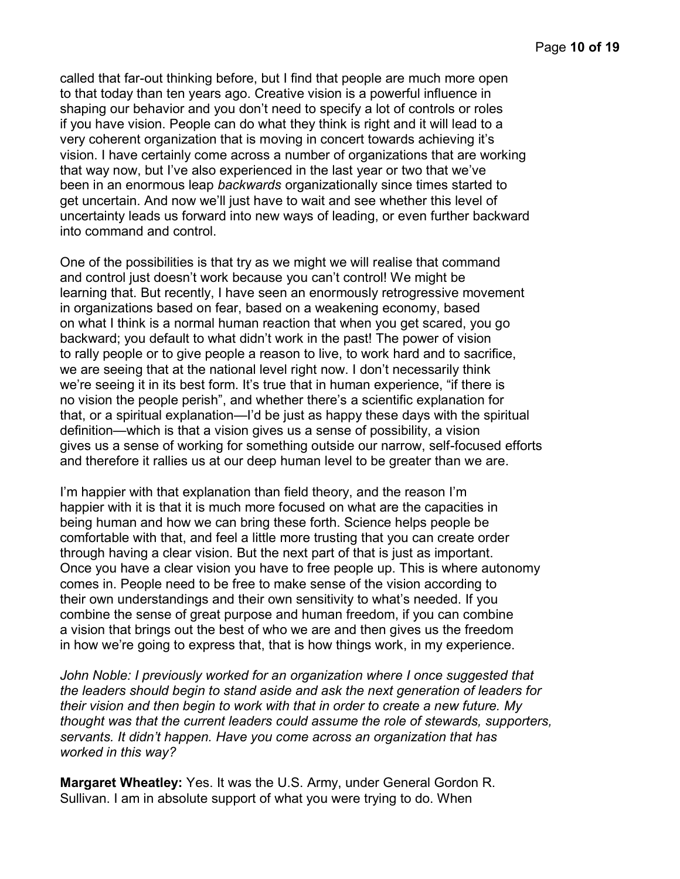called that far-out thinking before, but I find that people are much more open to that today than ten years ago. Creative vision is a powerful influence in shaping our behavior and you don't need to specify a lot of controls or roles if you have vision. People can do what they think is right and it will lead to a very coherent organization that is moving in concert towards achieving it's vision. I have certainly come across a number of organizations that are working that way now, but I've also experienced in the last year or two that we've been in an enormous leap *backwards* organizationally since times started to get uncertain. And now we'll just have to wait and see whether this level of uncertainty leads us forward into new ways of leading, or even further backward into command and control.

One of the possibilities is that try as we might we will realise that command and control just doesn't work because you can't control! We might be learning that. But recently, I have seen an enormously retrogressive movement in organizations based on fear, based on a weakening economy, based on what I think is a normal human reaction that when you get scared, you go backward; you default to what didn't work in the past! The power of vision to rally people or to give people a reason to live, to work hard and to sacrifice, we are seeing that at the national level right now. I don't necessarily think we're seeing it in its best form. It's true that in human experience, "if there is no vision the people perish", and whether there's a scientific explanation for that, or a spiritual explanation—I'd be just as happy these days with the spiritual definition—which is that a vision gives us a sense of possibility, a vision gives us a sense of working for something outside our narrow, self-focused efforts and therefore it rallies us at our deep human level to be greater than we are.

I'm happier with that explanation than field theory, and the reason I'm happier with it is that it is much more focused on what are the capacities in being human and how we can bring these forth. Science helps people be comfortable with that, and feel a little more trusting that you can create order through having a clear vision. But the next part of that is just as important. Once you have a clear vision you have to free people up. This is where autonomy comes in. People need to be free to make sense of the vision according to their own understandings and their own sensitivity to what's needed. If you combine the sense of great purpose and human freedom, if you can combine a vision that brings out the best of who we are and then gives us the freedom in how we're going to express that, that is how things work, in my experience.

*John Noble: I previously worked for an organization where I once suggested that the leaders should begin to stand aside and ask the next generation of leaders for their vision and then begin to work with that in order to create a new future. My thought was that the current leaders could assume the role of stewards, supporters, servants. It didn't happen. Have you come across an organization that has worked in this way?*

**Margaret Wheatley:** Yes. It was the U.S. Army, under General Gordon R. Sullivan. I am in absolute support of what you were trying to do. When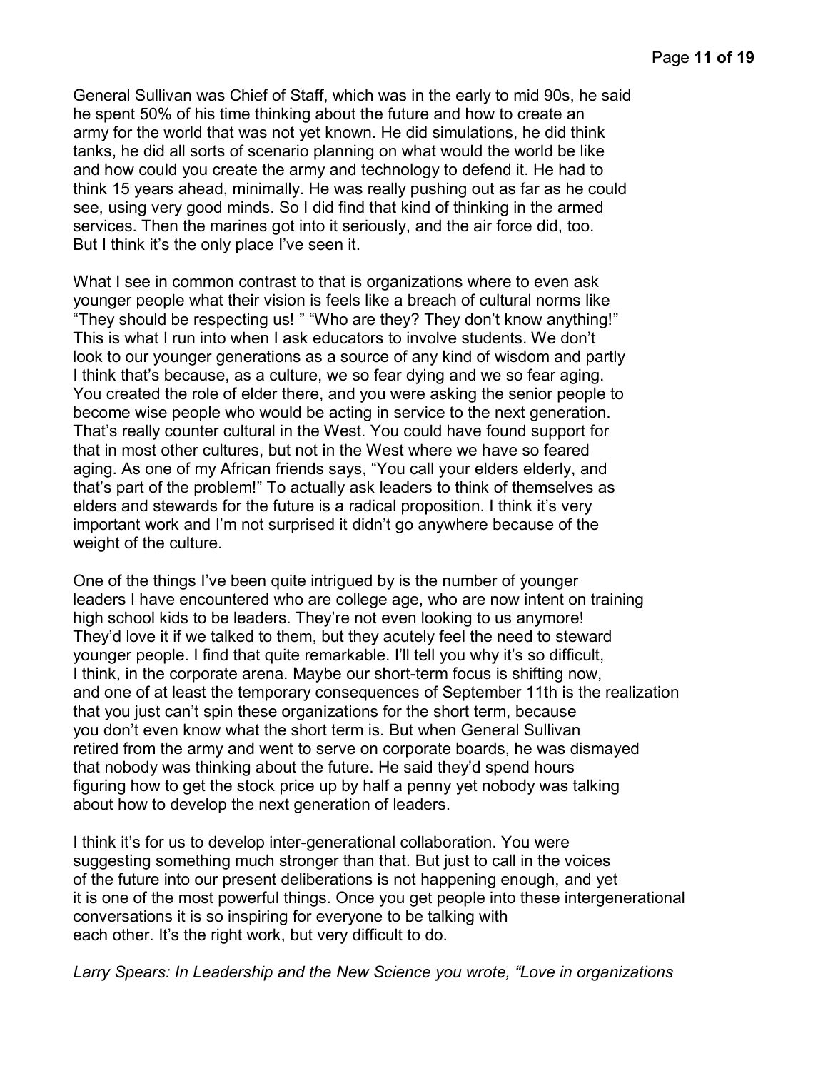General Sullivan was Chief of Staff, which was in the early to mid 90s, he said he spent 50% of his time thinking about the future and how to create an army for the world that was not yet known. He did simulations, he did think tanks, he did all sorts of scenario planning on what would the world be like and how could you create the army and technology to defend it. He had to think 15 years ahead, minimally. He was really pushing out as far as he could see, using very good minds. So I did find that kind of thinking in the armed services. Then the marines got into it seriously, and the air force did, too. But I think it's the only place I've seen it.

What I see in common contrast to that is organizations where to even ask younger people what their vision is feels like a breach of cultural norms like "They should be respecting us! " "Who are they? They don't know anything!" This is what I run into when I ask educators to involve students. We don't look to our younger generations as a source of any kind of wisdom and partly I think that's because, as a culture, we so fear dying and we so fear aging. You created the role of elder there, and you were asking the senior people to become wise people who would be acting in service to the next generation. That's really counter cultural in the West. You could have found support for that in most other cultures, but not in the West where we have so feared aging. As one of my African friends says, "You call your elders elderly, and that's part of the problem!" To actually ask leaders to think of themselves as elders and stewards for the future is a radical proposition. I think it's very important work and I'm not surprised it didn't go anywhere because of the weight of the culture.

One of the things I've been quite intrigued by is the number of younger leaders I have encountered who are college age, who are now intent on training high school kids to be leaders. They're not even looking to us anymore! They'd love it if we talked to them, but they acutely feel the need to steward younger people. I find that quite remarkable. I'll tell you why it's so difficult, I think, in the corporate arena. Maybe our short-term focus is shifting now, and one of at least the temporary consequences of September 11th is the realization that you just can't spin these organizations for the short term, because you don't even know what the short term is. But when General Sullivan retired from the army and went to serve on corporate boards, he was dismayed that nobody was thinking about the future. He said they'd spend hours figuring how to get the stock price up by half a penny yet nobody was talking about how to develop the next generation of leaders.

I think it's for us to develop inter-generational collaboration. You were suggesting something much stronger than that. But just to call in the voices of the future into our present deliberations is not happening enough, and yet it is one of the most powerful things. Once you get people into these intergenerational conversations it is so inspiring for everyone to be talking with each other. It's the right work, but very difficult to do.

*Larry Spears: In Leadership and the New Science you wrote, "Love in organizations*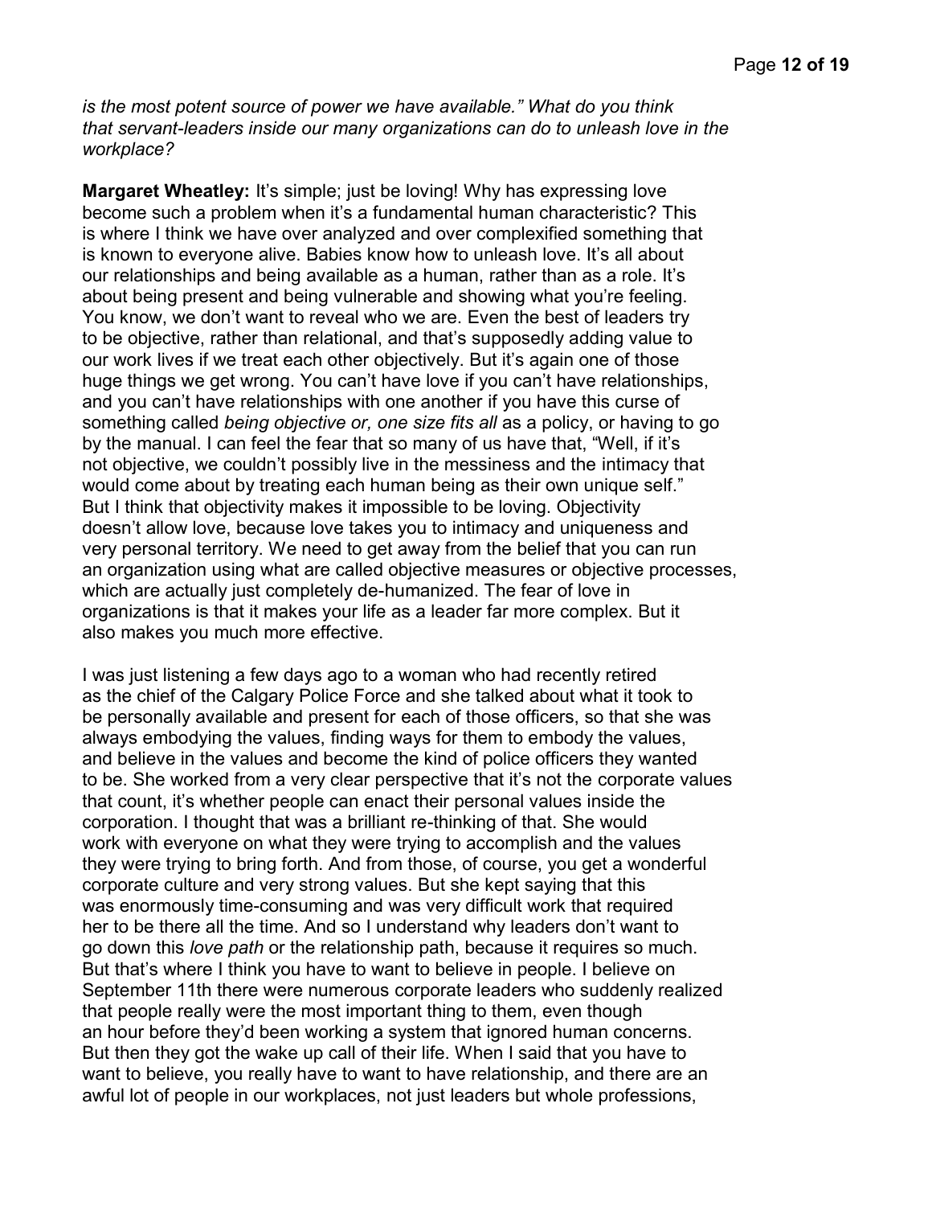*is the most potent source of power we have available." What do you think that servant-leaders inside our many organizations can do to unleash love in the workplace?*

**Margaret Wheatley:** It's simple; just be loving! Why has expressing love become such a problem when it's a fundamental human characteristic? This is where I think we have over analyzed and over complexified something that is known to everyone alive. Babies know how to unleash love. It's all about our relationships and being available as a human, rather than as a role. It's about being present and being vulnerable and showing what you're feeling. You know, we don't want to reveal who we are. Even the best of leaders try to be objective, rather than relational, and that's supposedly adding value to our work lives if we treat each other objectively. But it's again one of those huge things we get wrong. You can't have love if you can't have relationships, and you can't have relationships with one another if you have this curse of something called *being objective or, one size fits all* as a policy, or having to go by the manual. I can feel the fear that so many of us have that, "Well, if it's not objective, we couldn't possibly live in the messiness and the intimacy that would come about by treating each human being as their own unique self." But I think that objectivity makes it impossible to be loving. Objectivity doesn't allow love, because love takes you to intimacy and uniqueness and very personal territory. We need to get away from the belief that you can run an organization using what are called objective measures or objective processes, which are actually just completely de-humanized. The fear of love in organizations is that it makes your life as a leader far more complex. But it also makes you much more effective.

I was just listening a few days ago to a woman who had recently retired as the chief of the Calgary Police Force and she talked about what it took to be personally available and present for each of those officers, so that she was always embodying the values, finding ways for them to embody the values, and believe in the values and become the kind of police officers they wanted to be. She worked from a very clear perspective that it's not the corporate values that count, it's whether people can enact their personal values inside the corporation. I thought that was a brilliant re-thinking of that. She would work with everyone on what they were trying to accomplish and the values they were trying to bring forth. And from those, of course, you get a wonderful corporate culture and very strong values. But she kept saying that this was enormously time-consuming and was very difficult work that required her to be there all the time. And so I understand why leaders don't want to go down this *love path* or the relationship path, because it requires so much. But that's where I think you have to want to believe in people. I believe on September 11th there were numerous corporate leaders who suddenly realized that people really were the most important thing to them, even though an hour before they'd been working a system that ignored human concerns. But then they got the wake up call of their life. When I said that you have to want to believe, you really have to want to have relationship, and there are an awful lot of people in our workplaces, not just leaders but whole professions,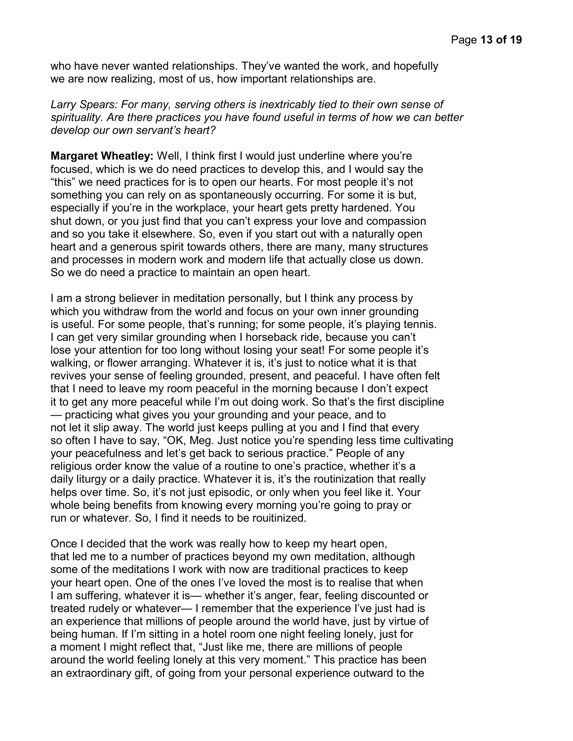who have never wanted relationships. They've wanted the work, and hopefully we are now realizing, most of us, how important relationships are.

*Larry Spears: For many, serving others is inextricably tied to their own sense of spirituality. Are there practices you have found useful in terms of how we can better develop our own servant's heart?*

**Margaret Wheatley:** Well, I think first I would just underline where you're focused, which is we do need practices to develop this, and I would say the "this" we need practices for is to open our hearts. For most people it's not something you can rely on as spontaneously occurring. For some it is but, especially if you're in the workplace, your heart gets pretty hardened. You shut down, or you just find that you can't express your love and compassion and so you take it elsewhere. So, even if you start out with a naturally open heart and a generous spirit towards others, there are many, many structures and processes in modern work and modern life that actually close us down. So we do need a practice to maintain an open heart.

I am a strong believer in meditation personally, but I think any process by which you withdraw from the world and focus on your own inner grounding is useful. For some people, that's running; for some people, it's playing tennis. I can get very similar grounding when I horseback ride, because you can't lose your attention for too long without losing your seat! For some people it's walking, or flower arranging. Whatever it is, it's just to notice what it is that revives your sense of feeling grounded, present, and peaceful. I have often felt that I need to leave my room peaceful in the morning because I don't expect it to get any more peaceful while I'm out doing work. So that's the first discipline — practicing what gives you your grounding and your peace, and to not let it slip away. The world just keeps pulling at you and I find that every so often I have to say, "OK, Meg. Just notice you're spending less time cultivating your peacefulness and let's get back to serious practice." People of any religious order know the value of a routine to one's practice, whether it's a daily liturgy or a daily practice. Whatever it is, it's the routinization that really helps over time. So, it's not just episodic, or only when you feel like it. Your whole being benefits from knowing every morning you're going to pray or run or whatever. So, I find it needs to be rouitinized.

Once I decided that the work was really how to keep my heart open, that led me to a number of practices beyond my own meditation, although some of the meditations I work with now are traditional practices to keep your heart open. One of the ones I've loved the most is to realise that when I am suffering, whatever it is— whether it's anger, fear, feeling discounted or treated rudely or whatever— I remember that the experience I've just had is an experience that millions of people around the world have, just by virtue of being human. If I'm sitting in a hotel room one night feeling lonely, just for a moment I might reflect that, "Just like me, there are millions of people around the world feeling lonely at this very moment." This practice has been an extraordinary gift, of going from your personal experience outward to the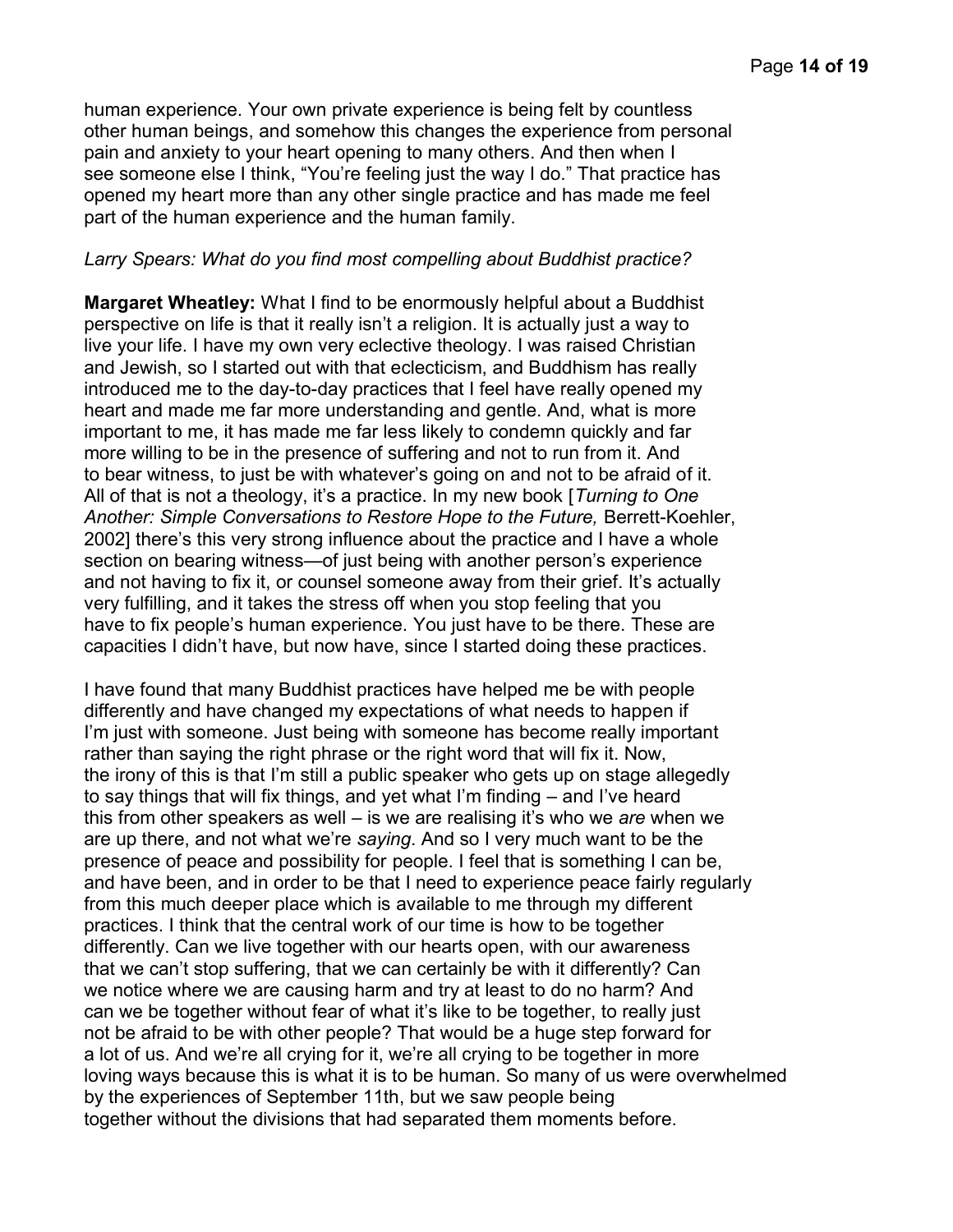human experience. Your own private experience is being felt by countless other human beings, and somehow this changes the experience from personal pain and anxiety to your heart opening to many others. And then when I see someone else I think, "You're feeling just the way I do." That practice has opened my heart more than any other single practice and has made me feel part of the human experience and the human family.

*Larry Spears: What do you find most compelling about Buddhist practice?*

**Margaret Wheatley:** What I find to be enormously helpful about a Buddhist perspective on life is that it really isn't a religion. It is actually just a way to live your life. I have my own very eclective theology. I was raised Christian and Jewish, so I started out with that eclecticism, and Buddhism has really introduced me to the day-to-day practices that I feel have really opened my heart and made me far more understanding and gentle. And, what is more important to me, it has made me far less likely to condemn quickly and far more willing to be in the presence of suffering and not to run from it. And to bear witness, to just be with whatever's going on and not to be afraid of it. All of that is not a theology, it's a practice. In my new book [*Turning to One Another: Simple Conversations to Restore Hope to the Future,* Berrett-Koehler, 2002] there's this very strong influence about the practice and I have a whole section on bearing witness—of just being with another person's experience and not having to fix it, or counsel someone away from their grief. It's actually very fulfilling, and it takes the stress off when you stop feeling that you have to fix people's human experience. You just have to be there. These are capacities I didn't have, but now have, since I started doing these practices.

I have found that many Buddhist practices have helped me be with people differently and have changed my expectations of what needs to happen if I'm just with someone. Just being with someone has become really important rather than saying the right phrase or the right word that will fix it. Now, the irony of this is that I'm still a public speaker who gets up on stage allegedly to say things that will fix things, and yet what I'm finding – and I've heard this from other speakers as well – is we are realising it's who we *are* when we are up there, and not what we're *saying*. And so I very much want to be the presence of peace and possibility for people. I feel that is something I can be, and have been, and in order to be that I need to experience peace fairly regularly from this much deeper place which is available to me through my different practices. I think that the central work of our time is how to be together differently. Can we live together with our hearts open, with our awareness that we can't stop suffering, that we can certainly be with it differently? Can we notice where we are causing harm and try at least to do no harm? And can we be together without fear of what it's like to be together, to really just not be afraid to be with other people? That would be a huge step forward for a lot of us. And we're all crying for it, we're all crying to be together in more loving ways because this is what it is to be human. So many of us were overwhelmed by the experiences of September 11th, but we saw people being together without the divisions that had separated them moments before.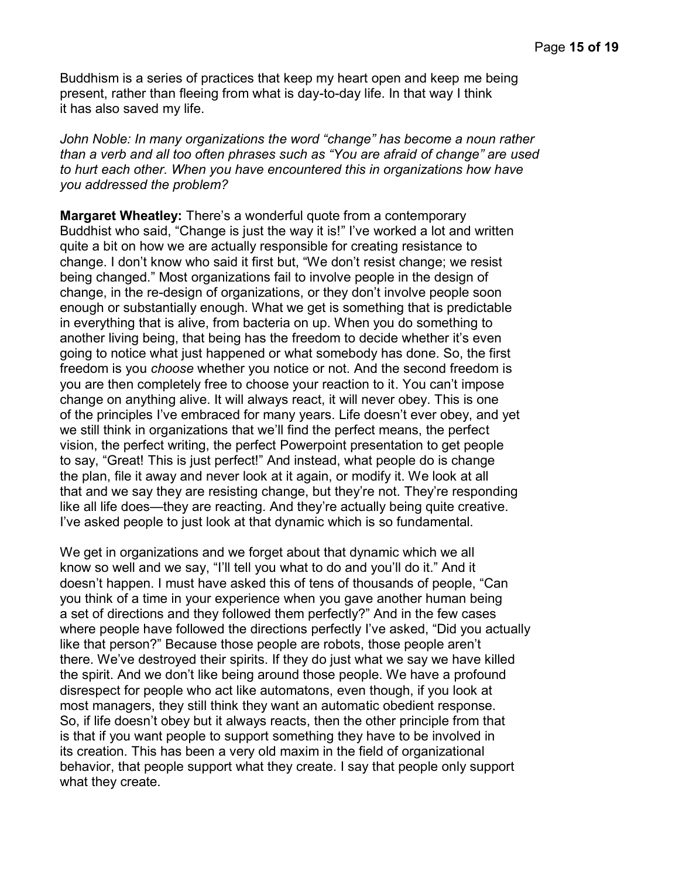Buddhism is a series of practices that keep my heart open and keep me being present, rather than fleeing from what is day-to-day life. In that way I think it has also saved my life.

*John Noble: In many organizations the word “change” has become a noun rather than a verb and all too often phrases such as “You are afraid of change” are used to hurt each other. When you have encountered this in organizations how have you addressed the problem?*

**Margaret Wheatley:** There’s a wonderful quote from a contemporary Buddhist who said, “Change is just the way it is!” I’ve worked a lot and written quite a bit on how we are actually responsible for creating resistance to change. I don’t know who said it first but, “We don’t resist change; we resist being changed.” Most organizations fail to involve people in the design of change, in the re-design of organizations, or they don’t involve people soon enough or substantially enough. What we get is something that is predictable in everything that is alive, from bacteria on up. When you do something to another living being, that being has the freedom to decide whether it’s even going to notice what just happened or what somebody has done. So, the first freedom is you *choose* whether you notice or not. And the second freedom is you are then completely free to choose your reaction to it. You can’t impose change on anything alive. It will always react, it will never obey. This is one of the principles I’ve embraced for many years. Life doesn’t ever obey, and yet we still think in organizations that we’ll find the perfect means, the perfect vision, the perfect writing, the perfect Powerpoint presentation to get people to say, “Great! This is just perfect!” And instead, what people do is change the plan, file it away and never look at it again, or modify it. We look at all that and we say they are resisting change, but they’re not. They’re responding like all life does—they are reacting. And they’re actually being quite creative. I’ve asked people to just look at that dynamic which is so fundamental.

We get in organizations and we forget about that dynamic which we all know so well and we say, “I’ll tell you what to do and you’ll do it.” And it doesn’t happen. I must have asked this of tens of thousands of people, “Can you think of a time in your experience when you gave another human being a set of directions and they followed them perfectly?” And in the few cases where people have followed the directions perfectly I’ve asked, “Did you actually like that person?” Because those people are robots, those people aren’t there. We’ve destroyed their spirits. If they do just what we say we have killed the spirit. And we don’t like being around those people. We have a profound disrespect for people who act like automatons, even though, if you look at most managers, they still think they want an automatic obedient response. So, if life doesn’t obey but it always reacts, then the other principle from that is that if you want people to support something they have to be involved in its creation. This has been a very old maxim in the field of organizational behavior, that people support what they create. I say that people only support what they create.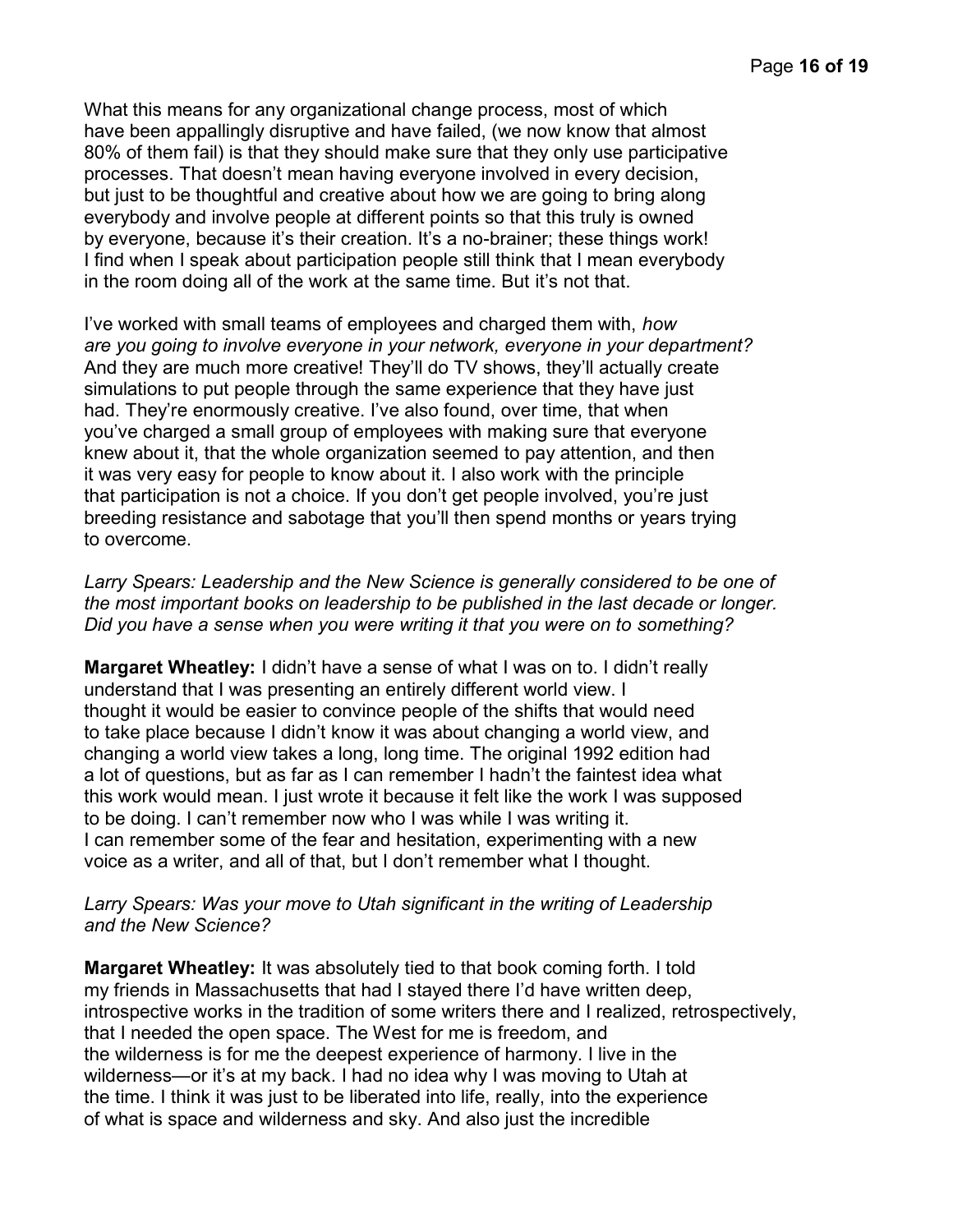What this means for any organizational change process, most of which have been appallingly disruptive and have failed, (we now know that almost 80% of them fail) is that they should make sure that they only use participative processes. That doesn't mean having everyone involved in every decision, but just to be thoughtful and creative about how we are going to bring along everybody and involve people at different points so that this truly is owned by everyone, because it's their creation. It's a no-brainer; these things work! I find when I speak about participation people still think that I mean everybody in the room doing all of the work at the same time. But it's not that.

I've worked with small teams of employees and charged them with, *how are you going to involve everyone in your network, everyone in your department?* And they are much more creative! They'll do TV shows, they'll actually create simulations to put people through the same experience that they have just had. They're enormously creative. I've also found, over time, that when you've charged a small group of employees with making sure that everyone knew about it, that the whole organization seemed to pay attention, and then it was very easy for people to know about it. I also work with the principle that participation is not a choice. If you don't get people involved, you're just breeding resistance and sabotage that you'll then spend months or years trying to overcome.

*Larry Spears: Leadership and the New Science is generally considered to be one of the most important books on leadership to be published in the last decade or longer. Did you have a sense when you were writing it that you were on to something?*

**Margaret Wheatley:** I didn't have a sense of what I was on to. I didn't really understand that I was presenting an entirely different world view. I thought it would be easier to convince people of the shifts that would need to take place because I didn't know it was about changing a world view, and changing a world view takes a long, long time. The original 1992 edition had a lot of questions, but as far as I can remember I hadn't the faintest idea what this work would mean. I just wrote it because it felt like the work I was supposed to be doing. I can't remember now who I was while I was writing it. I can remember some of the fear and hesitation, experimenting with a new voice as a writer, and all of that, but I don't remember what I thought.

*Larry Spears: Was your move to Utah significant in the writing of Leadership and the New Science?*

**Margaret Wheatley:** It was absolutely tied to that book coming forth. I told my friends in Massachusetts that had I stayed there I'd have written deep, introspective works in the tradition of some writers there and I realized, retrospectively, that I needed the open space. The West for me is freedom, and the wilderness is for me the deepest experience of harmony. I live in the wilderness—or it's at my back. I had no idea why I was moving to Utah at the time. I think it was just to be liberated into life, really, into the experience of what is space and wilderness and sky. And also just the incredible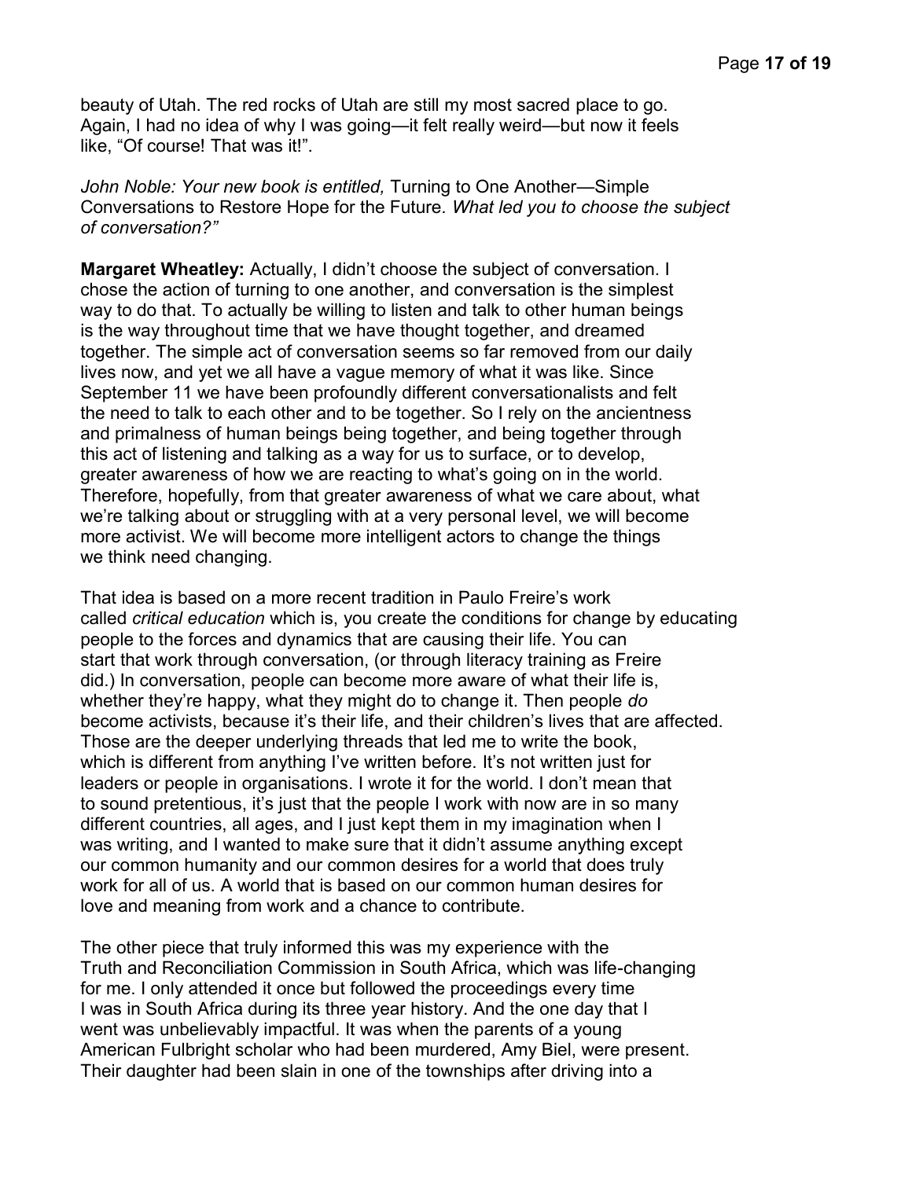beauty of Utah. The red rocks of Utah are still my most sacred place to go. Again, I had no idea of why I was going—it felt really weird—but now it feels like, "Of course! That was it!".

*John Noble: Your new book is entitled,* Turning to One Another—Simple Conversations to Restore Hope for the Future*. What led you to choose the subject of conversation?"*

**Margaret Wheatley:** Actually, I didn't choose the subject of conversation. I chose the action of turning to one another, and conversation is the simplest way to do that. To actually be willing to listen and talk to other human beings is the way throughout time that we have thought together, and dreamed together. The simple act of conversation seems so far removed from our daily lives now, and yet we all have a vague memory of what it was like. Since September 11 we have been profoundly different conversationalists and felt the need to talk to each other and to be together. So I rely on the ancientness and primalness of human beings being together, and being together through this act of listening and talking as a way for us to surface, or to develop, greater awareness of how we are reacting to what's going on in the world. Therefore, hopefully, from that greater awareness of what we care about, what we're talking about or struggling with at a very personal level, we will become more activist. We will become more intelligent actors to change the things we think need changing.

That idea is based on a more recent tradition in Paulo Freire's work called *critical education* which is, you create the conditions for change by educating people to the forces and dynamics that are causing their life. You can start that work through conversation, (or through literacy training as Freire did.) In conversation, people can become more aware of what their life is, whether they're happy, what they might do to change it. Then people *do* become activists, because it's their life, and their children's lives that are affected. Those are the deeper underlying threads that led me to write the book, which is different from anything I've written before. It's not written just for leaders or people in organisations. I wrote it for the world. I don't mean that to sound pretentious, it's just that the people I work with now are in so many different countries, all ages, and I just kept them in my imagination when I was writing, and I wanted to make sure that it didn't assume anything except our common humanity and our common desires for a world that does truly work for all of us. A world that is based on our common human desires for love and meaning from work and a chance to contribute.

The other piece that truly informed this was my experience with the Truth and Reconciliation Commission in South Africa, which was life-changing for me. I only attended it once but followed the proceedings every time I was in South Africa during its three year history. And the one day that I went was unbelievably impactful. It was when the parents of a young American Fulbright scholar who had been murdered, Amy Biel, were present. Their daughter had been slain in one of the townships after driving into a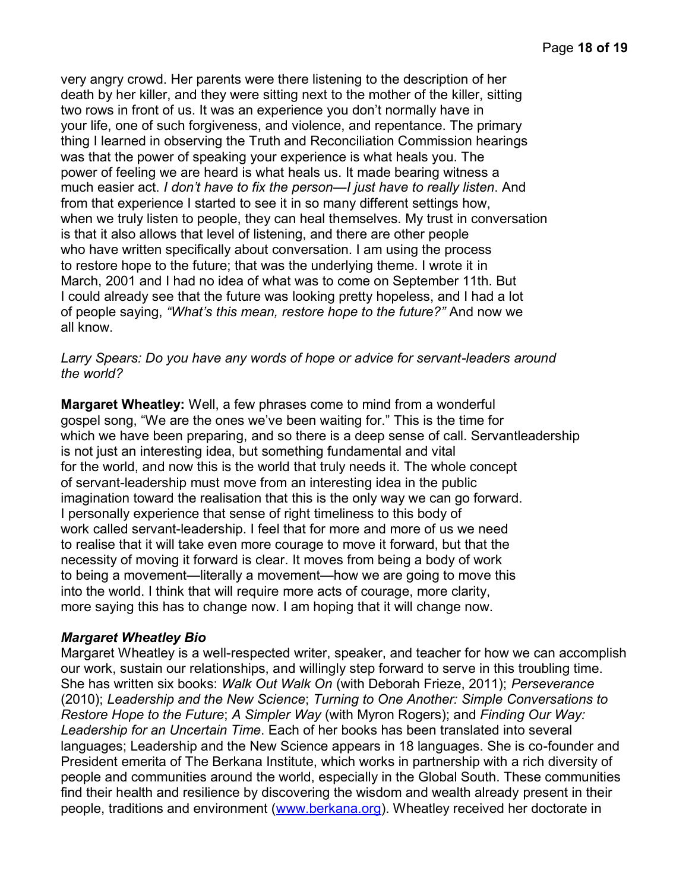very angry crowd. Her parents were there listening to the description of her death by her killer, and they were sitting next to the mother of the killer, sitting two rows in front of us. It was an experience you don't normally have in your life, one of such forgiveness, and violence, and repentance. The primary thing I learned in observing the Truth and Reconciliation Commission hearings was that the power of speaking your experience is what heals you. The power of feeling we are heard is what heals us. It made bearing witness a much easier act. *I don't have to fix the person—I just have to really listen*. And from that experience I started to see it in so many different settings how, when we truly listen to people, they can heal themselves. My trust in conversation is that it also allows that level of listening, and there are other people who have written specifically about conversation. I am using the process to restore hope to the future; that was the underlying theme. I wrote it in March, 2001 and I had no idea of what was to come on September 11th. But I could already see that the future was looking pretty hopeless, and I had a lot of people saying, *"What's this mean, restore hope to the future?"* And now we all know.

*Larry Spears: Do you have any words of hope or advice for servant-leaders around the world?*

**Margaret Wheatley:** Well, a few phrases come to mind from a wonderful gospel song, "We are the ones we've been waiting for." This is the time for which we have been preparing, and so there is a deep sense of call. Servantleadership is not just an interesting idea, but something fundamental and vital for the world, and now this is the world that truly needs it. The whole concept of servant-leadership must move from an interesting idea in the public imagination toward the realisation that this is the only way we can go forward. I personally experience that sense of right timeliness to this body of work called servant-leadership. I feel that for more and more of us we need to realise that it will take even more courage to move it forward, but that the necessity of moving it forward is clear. It moves from being a body of work to being a movement—literally a movement—how we are going to move this into the world. I think that will require more acts of courage, more clarity, more saying this has to change now. I am hoping that it will change now.

***Margaret Wheatley Bio***

Margaret Wheatley is a well-respected writer, speaker, and teacher for how we can accomplish our work, sustain our relationships, and willingly step forward to serve in this troubling time. She has written six books: *Walk Out Walk On* (with Deborah Frieze, 2011); *Perseverance* (2010); *Leadership and the New Science*; *Turning to One Another: Simple Conversations to Restore Hope to the Future*; *A Simpler Way* (with Myron Rogers); and *Finding Our Way: Leadership for an Uncertain Time*. Each of her books has been translated into several languages; Leadership and the New Science appears in 18 languages. She is co-founder and President emerita of The Berkana Institute, which works in partnership with a rich diversity of people and communities around the world, especially in the Global South. These communities find their health and resilience by discovering the wisdom and wealth already present in their people, traditions and environment (www.berkana.org). Wheatley received her doctorate in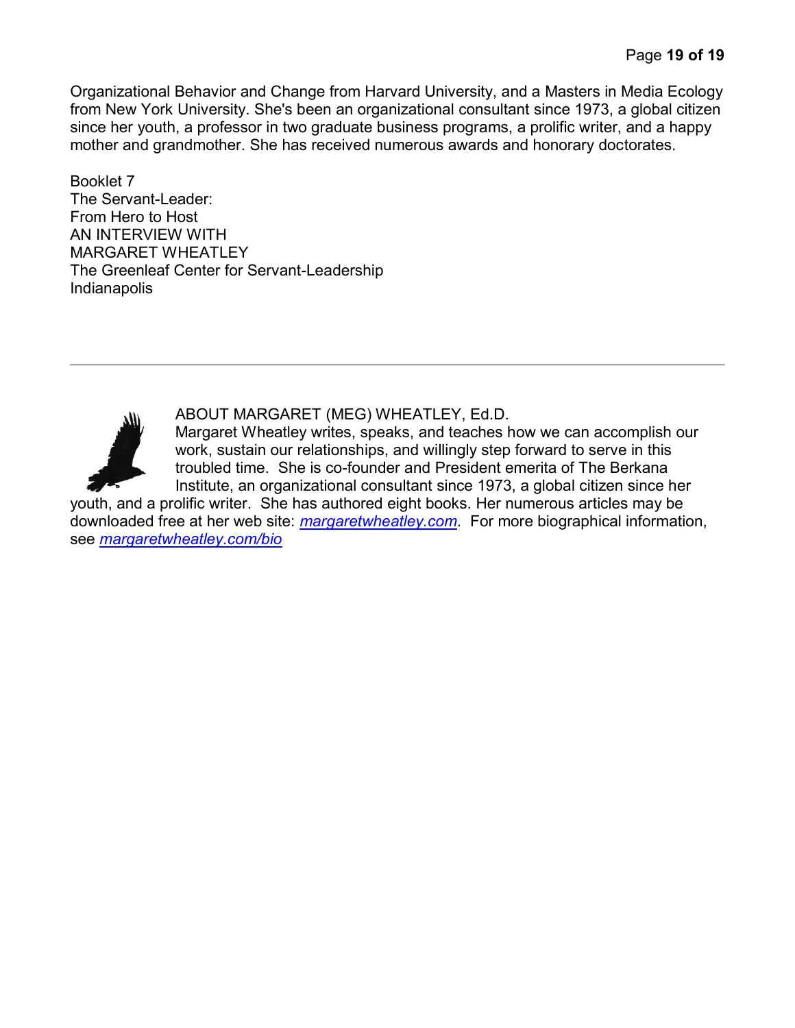Organizational Behavior and Change from Harvard University, and a Masters in Media Ecology from New York University. She's been an organizational consultant since 1973, a global citizen since her youth, a professor in two graduate business programs, a prolific writer, and a happy mother and grandmother. She has received numerous awards and honorary doctorates.

Booklet 7
The Servant-Leader:
From Hero to Host
AN INTERVIEW WITH
MARGARET WHEATLEY
The Greenleaf Center for Servant-Leadership
Indianapolis

---

ABOUT MARGARET (MEG) WHEATLEY, Ed.D.
Margaret Wheatley writes, speaks, and teaches how we can accomplish our work, sustain our relationships, and willingly step forward to serve in this troubled time. She is co-founder and President emerita of The Berkana Institute, an organizational consultant since 1973, a global citizen since her youth, and a prolific writer. She has authored eight books. Her numerous articles may be downloaded free at her web site: *[margaretwheatley.com](http://margaretwheatley.com)*. For more biographical information, see *[margaretwheatley.com/bio](http://margaretwheatley.com/bio)*